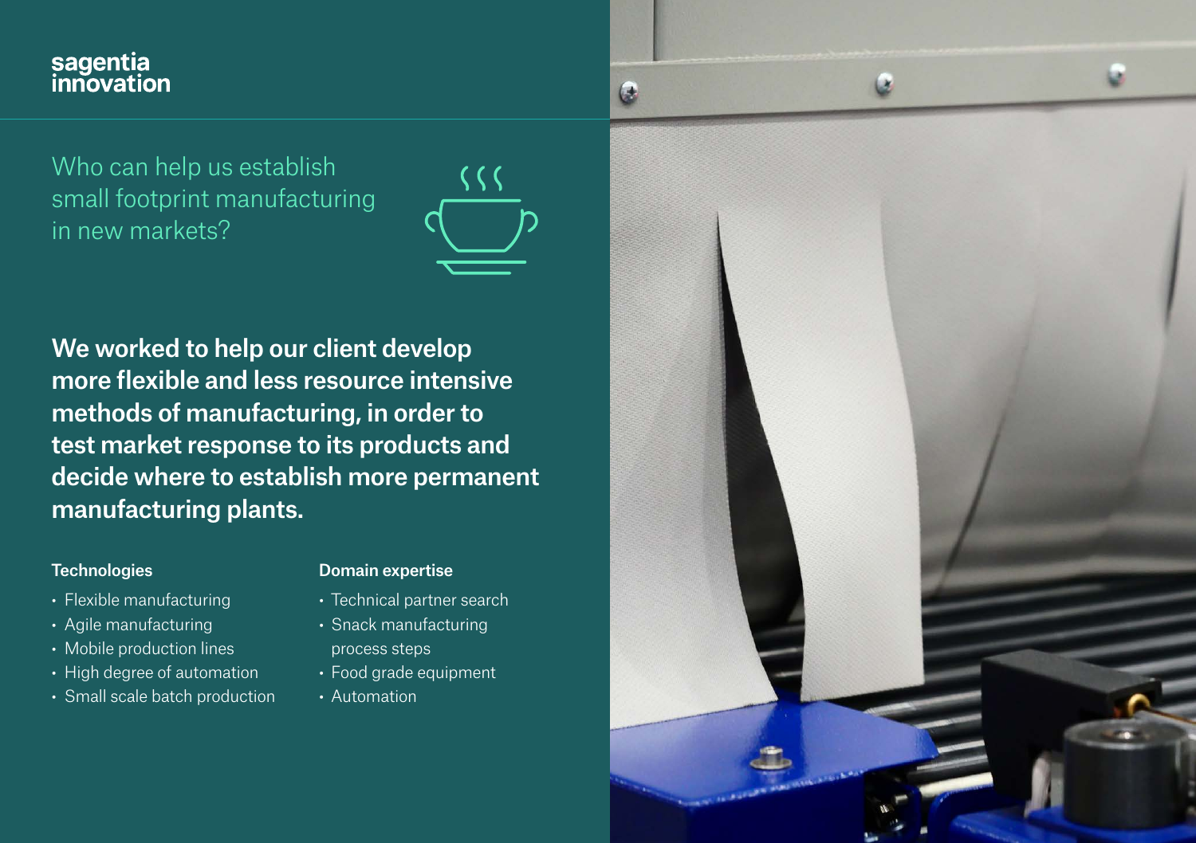sagentia innovation

## Who can help us establish small footprint manufacturing in new markets?

**We worked to help our client develop more flexible and less resource intensive methods of manufacturing, in order to test market response to its products and decide where to establish more permanent manufacturing plants.**

### Technologies

- Flexible manufacturing
- Agile manufacturing
- Mobile production lines
- High degree of automation
- Small scale batch production

### Domain expertise

- Technical partner search
- Snack manufacturing process steps
- Food grade equipment
- Automation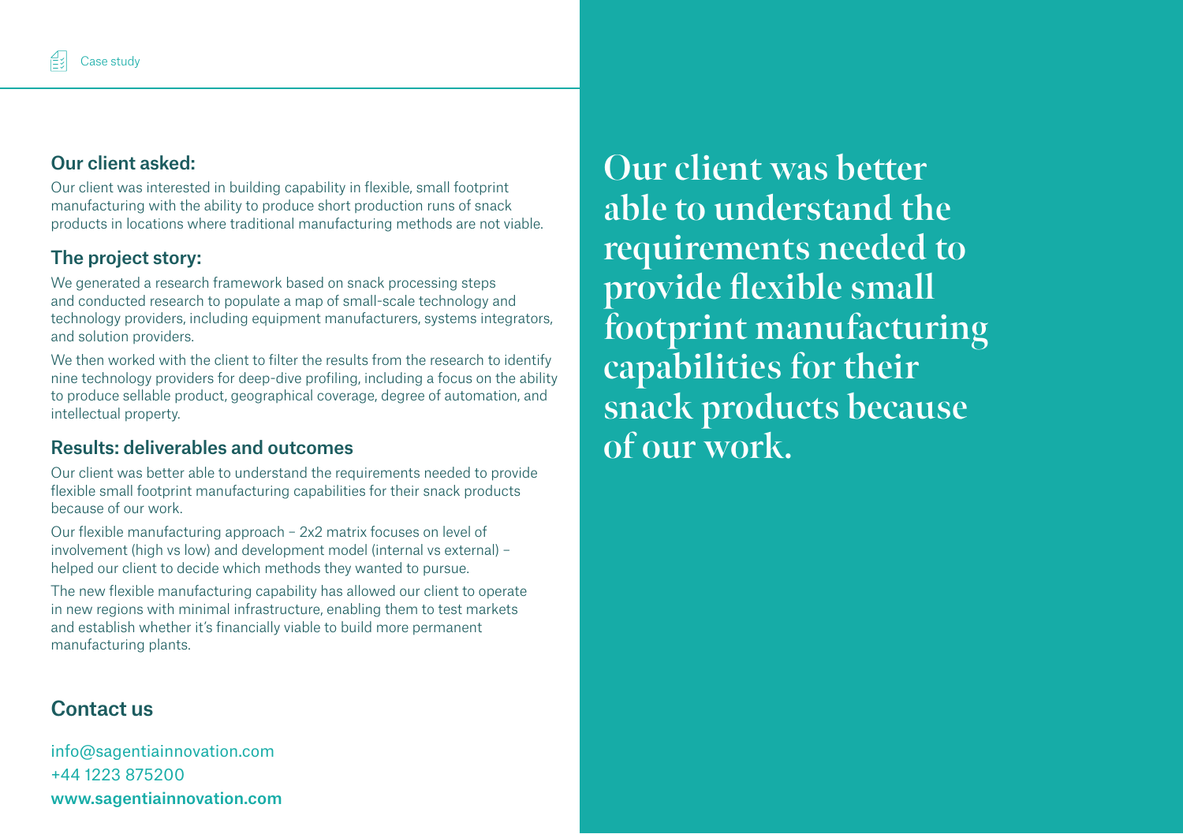Case study

## Our client asked:

Our client was interested in building capability in flexible, small footprint manufacturing with the ability to produce short production runs of snack products in locations where traditional manufacturing methods are not viable.

## The project story:

We generated a research framework based on snack processing steps and conducted research to populate a map of small-scale technology and technology providers, including equipment manufacturers, systems integrators, and solution providers.

We then worked with the client to filter the results from the research to identify nine technology providers for deep-dive profiling, including a focus on the ability to produce sellable product, geographical coverage, degree of automation, and intellectual property.

## Results: deliverables and outcomes

Our client was better able to understand the requirements needed to provide flexible small footprint manufacturing capabilities for their snack products because of our work.

Our flexible manufacturing approach – 2x2 matrix focuses on level of involvement (high vs low) and development model (internal vs external) – helped our client to decide which methods they wanted to pursue.

The new flexible manufacturing capability has allowed our client to operate in new regions with minimal infrastructure, enabling them to test markets and establish whether it's financially viable to build more permanent manufacturing plants.

## Contact us

info@sagentiainnovation.com
+44 1223 875200
**www.sagentiainnovation.com**

**Our client was better able to understand the requirements needed to provide flexible small footprint manufacturing capabilities for their snack products because of our work.**